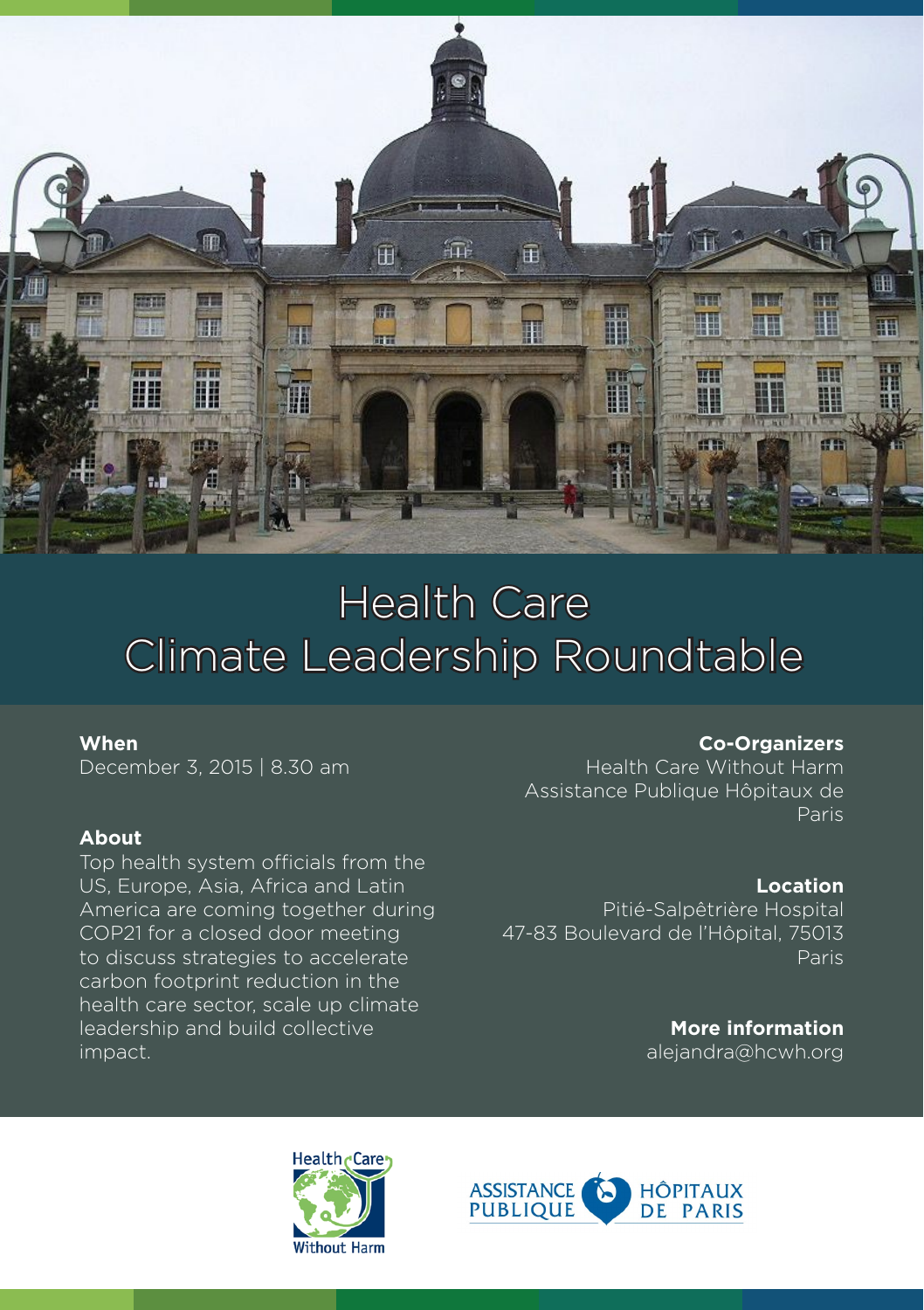# Health Care Climate Leadership Roundtable

**When**
December 3, 2015 | 8.30 am

**About**
Top health system officials from the US, Europe, Asia, Africa and Latin America are coming together during COP21 for a closed door meeting to discuss strategies to accelerate carbon footprint reduction in the health care sector, scale up climate leadership and build collective impact.

**Co-Organizers**
Health Care Without Harm
Assistance Publique Hôpitaux de Paris

**Location**
Pitié-Salpêtrière Hospital
47-83 Boulevard de l'Hôpital, 75013 Paris

**More information**
alejandra@hcwh.org

Health Care Without Harm

ASSISTANCE PUBLIQUE HÔPITAUX DE PARIS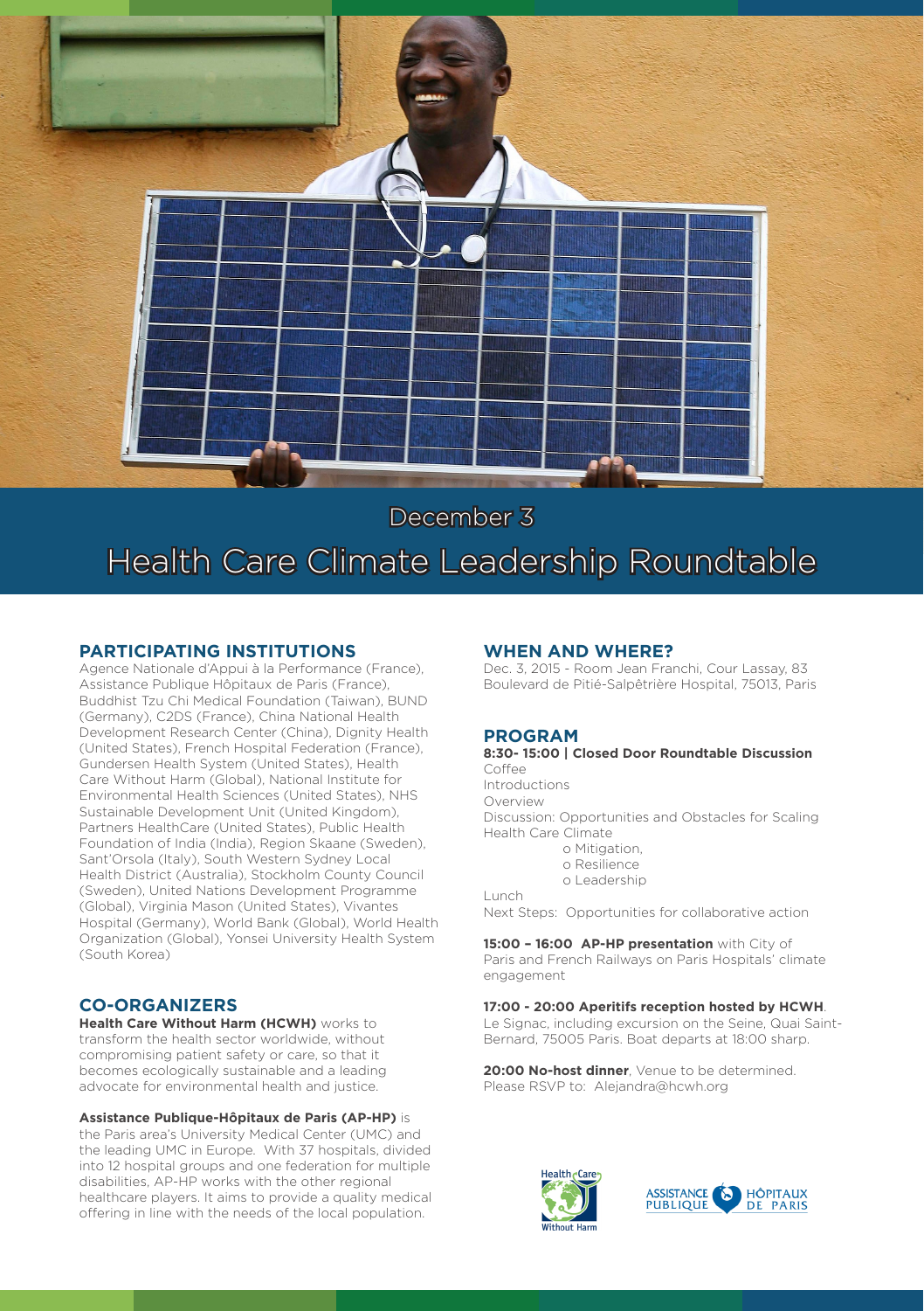December 3

# Health Care Climate Leadership Roundtable

## PARTICIPATING INSTITUTIONS

Agence Nationale d'Appui à la Performance (France), Assistance Publique Hôpitaux de Paris (France), Buddhist Tzu Chi Medical Foundation (Taiwan), BUND (Germany), C2DS (France), China National Health Development Research Center (China), Dignity Health (United States), French Hospital Federation (France), Gundersen Health System (United States), Health Care Without Harm (Global), National Institute for Environmental Health Sciences (United States), NHS Sustainable Development Unit (United Kingdom), Partners HealthCare (United States), Public Health Foundation of India (India), Region Skaane (Sweden), Sant'Orsola (Italy), South Western Sydney Local Health District (Australia), Stockholm County Council (Sweden), United Nations Development Programme (Global), Virginia Mason (United States), Vivantes Hospital (Germany), World Bank (Global), World Health Organization (Global), Yonsei University Health System (South Korea)

## CO-ORGANIZERS

**Health Care Without Harm (HCWH)** works to transform the health sector worldwide, without compromising patient safety or care, so that it becomes ecologically sustainable and a leading advocate for environmental health and justice.

**Assistance Publique-Hôpitaux de Paris (AP-HP)** is the Paris area's University Medical Center (UMC) and the leading UMC in Europe. With 37 hospitals, divided into 12 hospital groups and one federation for multiple disabilities, AP-HP works with the other regional healthcare players. It aims to provide a quality medical offering in line with the needs of the local population.

## WHEN AND WHERE?

Dec. 3, 2015 - Room Jean Franchi, Cour Lassay, 83 Boulevard de Pitié-Salpêtrière Hospital, 75013, Paris

## PROGRAM

**8:30- 15:00 | Closed Door Roundtable Discussion**

Coffee

Introductions

Overview

Discussion: Opportunities and Obstacles for Scaling Health Care Climate

- Mitigation,
- Resilience
- Leadership

Lunch

Next Steps: Opportunities for collaborative action

**15:00 – 16:00 AP-HP presentation** with City of Paris and French Railways on Paris Hospitals' climate engagement

**17:00 - 20:00 Aperitifs reception hosted by HCWH**. Le Signac, including excursion on the Seine, Quai Saint-Bernard, 75005 Paris. Boat departs at 18:00 sharp.

**20:00 No-host dinner**, Venue to be determined. Please RSVP to: Alejandra@hcwh.org